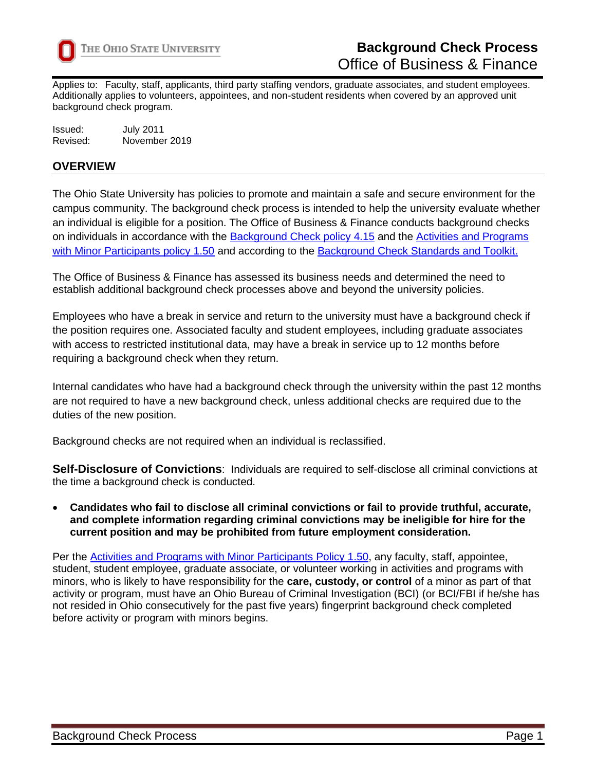# Background Check Process

## Office of Business & Finance

Applies to: Faculty, staff, applicants, third party staffing vendors, graduate associates, and student employees. Additionally applies to volunteers, appointees, and non-student residents when covered by an approved unit background check program.

Issued: July 2011
Revised: November 2019

## OVERVIEW

The Ohio State University has policies to promote and maintain a safe and secure environment for the campus community. The background check process is intended to help the university evaluate whether an individual is eligible for a position. The Office of Business & Finance conducts background checks on individuals in accordance with the Background Check policy 4.15 and the Activities and Programs with Minor Participants policy 1.50 and according to the Background Check Standards and Toolkit.

The Office of Business & Finance has assessed its business needs and determined the need to establish additional background check processes above and beyond the university policies.

Employees who have a break in service and return to the university must have a background check if the position requires one. Associated faculty and student employees, including graduate associates with access to restricted institutional data, may have a break in service up to 12 months before requiring a background check when they return.

Internal candidates who have had a background check through the university within the past 12 months are not required to have a new background check, unless additional checks are required due to the duties of the new position.

Background checks are not required when an individual is reclassified.

**Self-Disclosure of Convictions**: Individuals are required to self-disclose all criminal convictions at the time a background check is conducted.

- **Candidates who fail to disclose all criminal convictions or fail to provide truthful, accurate, and complete information regarding criminal convictions may be ineligible for hire for the current position and may be prohibited from future employment consideration.**

Per the Activities and Programs with Minor Participants Policy 1.50, any faculty, staff, appointee, student, student employee, graduate associate, or volunteer working in activities and programs with minors, who is likely to have responsibility for the **care, custody, or control** of a minor as part of that activity or program, must have an Ohio Bureau of Criminal Investigation (BCI) (or BCI/FBI if he/she has not resided in Ohio consecutively for the past five years) fingerprint background check completed before activity or program with minors begins.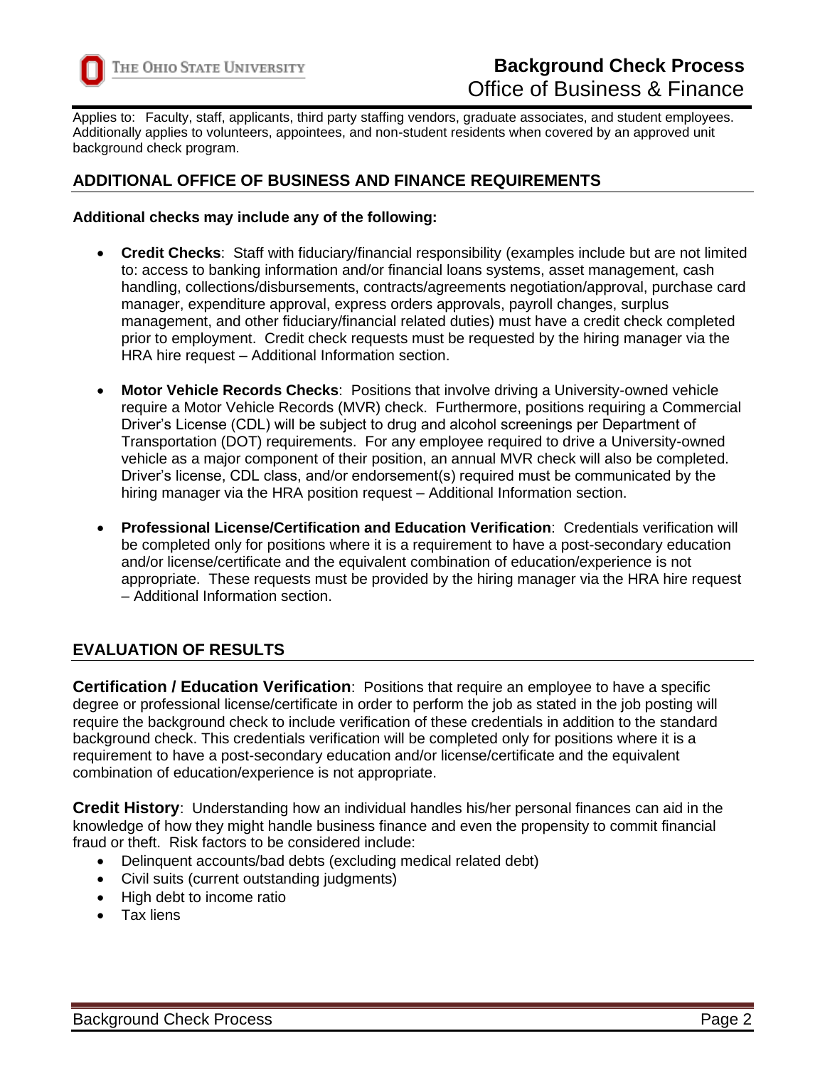Applies to: Faculty, staff, applicants, third party staffing vendors, graduate associates, and student employees. Additionally applies to volunteers, appointees, and non-student residents when covered by an approved unit background check program.

## ADDITIONAL OFFICE OF BUSINESS AND FINANCE REQUIREMENTS

**Additional checks may include any of the following:**

- **Credit Checks**: Staff with fiduciary/financial responsibility (examples include but are not limited to: access to banking information and/or financial loans systems, asset management, cash handling, collections/disbursements, contracts/agreements negotiation/approval, purchase card manager, expenditure approval, express orders approvals, payroll changes, surplus management, and other fiduciary/financial related duties) must have a credit check completed prior to employment. Credit check requests must be requested by the hiring manager via the HRA hire request – Additional Information section.

- **Motor Vehicle Records Checks**: Positions that involve driving a University-owned vehicle require a Motor Vehicle Records (MVR) check. Furthermore, positions requiring a Commercial Driver's License (CDL) will be subject to drug and alcohol screenings per Department of Transportation (DOT) requirements. For any employee required to drive a University-owned vehicle as a major component of their position, an annual MVR check will also be completed. Driver's license, CDL class, and/or endorsement(s) required must be communicated by the hiring manager via the HRA position request – Additional Information section.

- **Professional License/Certification and Education Verification**: Credentials verification will be completed only for positions where it is a requirement to have a post-secondary education and/or license/certificate and the equivalent combination of education/experience is not appropriate. These requests must be provided by the hiring manager via the HRA hire request – Additional Information section.

## EVALUATION OF RESULTS

**Certification / Education Verification**: Positions that require an employee to have a specific degree or professional license/certificate in order to perform the job as stated in the job posting will require the background check to include verification of these credentials in addition to the standard background check. This credentials verification will be completed only for positions where it is a requirement to have a post-secondary education and/or license/certificate and the equivalent combination of education/experience is not appropriate.

**Credit History**: Understanding how an individual handles his/her personal finances can aid in the knowledge of how they might handle business finance and even the propensity to commit financial fraud or theft. Risk factors to be considered include:

- Delinquent accounts/bad debts (excluding medical related debt)
- Civil suits (current outstanding judgments)
- High debt to income ratio
- Tax liens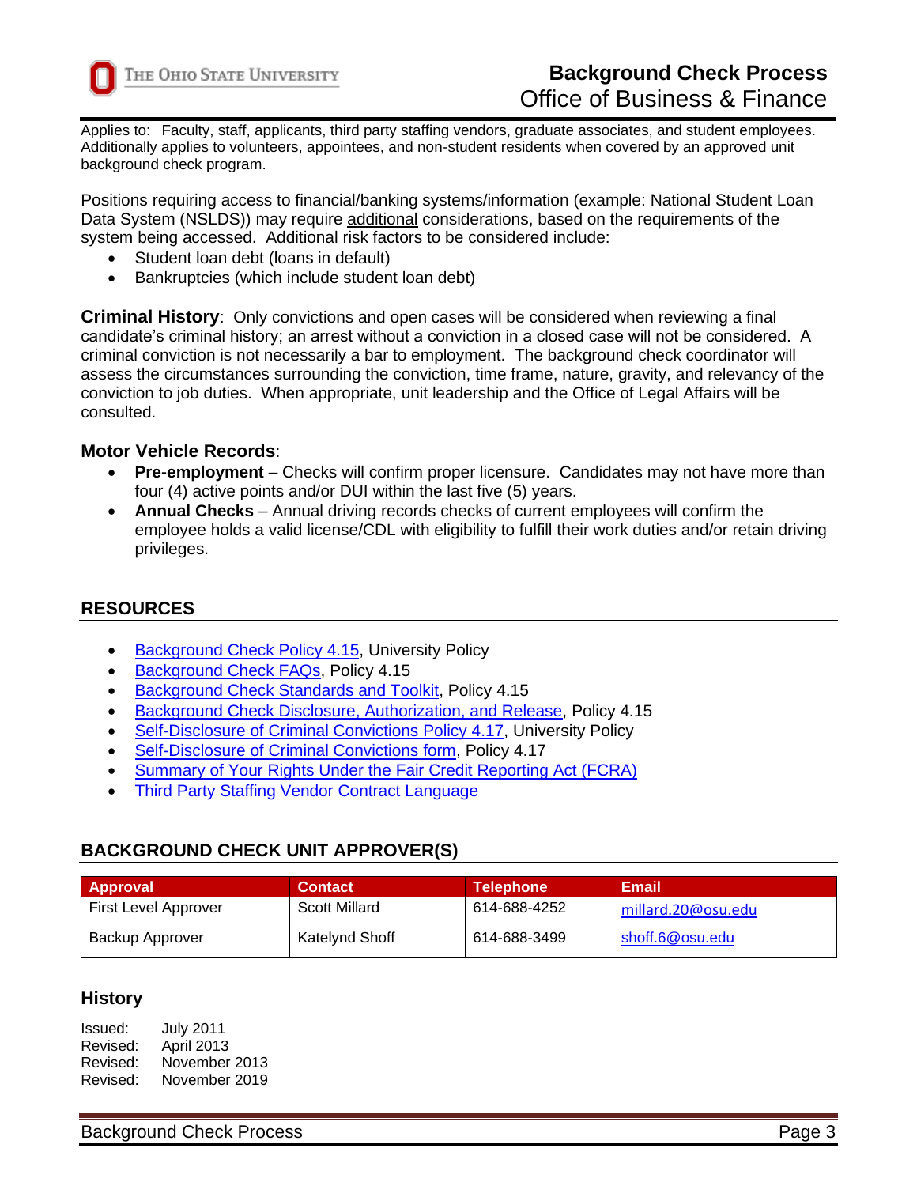Applies to: Faculty, staff, applicants, third party staffing vendors, graduate associates, and student employees. Additionally applies to volunteers, appointees, and non-student residents when covered by an approved unit background check program.

Positions requiring access to financial/banking systems/information (example: National Student Loan Data System (NSLDS)) may require additional considerations, based on the requirements of the system being accessed. Additional risk factors to be considered include:

- Student loan debt (loans in default)
- Bankruptcies (which include student loan debt)

**Criminal History**: Only convictions and open cases will be considered when reviewing a final candidate's criminal history; an arrest without a conviction in a closed case will not be considered. A criminal conviction is not necessarily a bar to employment. The background check coordinator will assess the circumstances surrounding the conviction, time frame, nature, gravity, and relevancy of the conviction to job duties. When appropriate, unit leadership and the Office of Legal Affairs will be consulted.

**Motor Vehicle Records**:

- **Pre-employment** – Checks will confirm proper licensure. Candidates may not have more than four (4) active points and/or DUI within the last five (5) years.
- **Annual Checks** – Annual driving records checks of current employees will confirm the employee holds a valid license/CDL with eligibility to fulfill their work duties and/or retain driving privileges.

## RESOURCES

- Background Check Policy 4.15, University Policy
- Background Check FAQs, Policy 4.15
- Background Check Standards and Toolkit, Policy 4.15
- Background Check Disclosure, Authorization, and Release, Policy 4.15
- Self-Disclosure of Criminal Convictions Policy 4.17, University Policy
- Self-Disclosure of Criminal Convictions form, Policy 4.17
- Summary of Your Rights Under the Fair Credit Reporting Act (FCRA)
- Third Party Staffing Vendor Contract Language

## BACKGROUND CHECK UNIT APPROVER(S)

| Approval | Contact | Telephone | Email |
|---|---|---|---|
| First Level Approver | Scott Millard | 614-688-4252 | millard.20@osu.edu |
| Backup Approver | Katelynd Shoff | 614-688-3499 | shoff.6@osu.edu |

## History

Issued: July 2011
Revised: April 2013
Revised: November 2013
Revised: November 2019